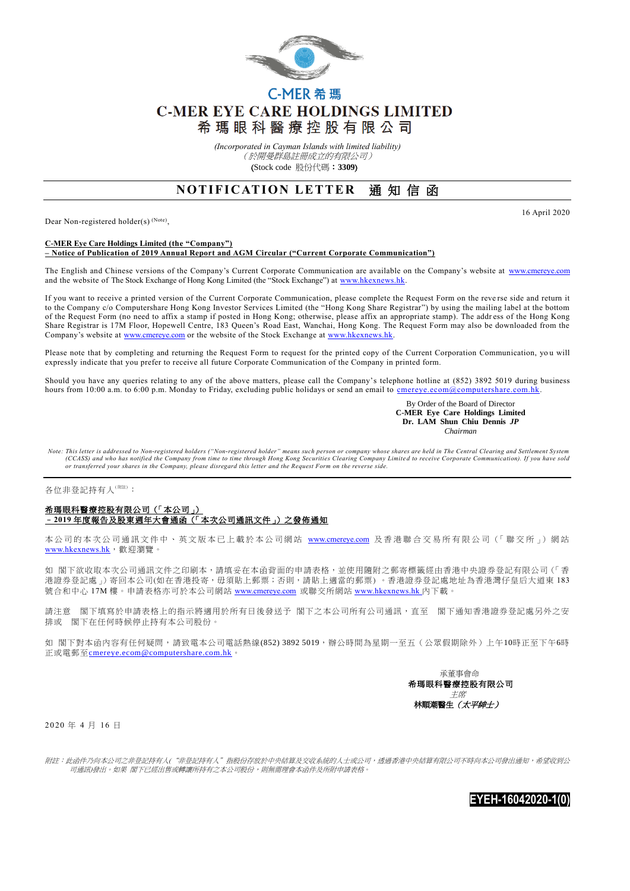C-MER 希瑪

# C-MER EYE CARE HOLDINGS LIMITED
# 希瑪眼科醫療控股有限公司

*(Incorporated in Cayman Islands with limited liability)*
*（於開曼群島註冊成立的有限公司）*
(Stock code 股份代碼：**3309**)

## NOTIFICATION LETTER 通知信函

16 April 2020

Dear Non-registered holder(s) [(Note)],

**C-MER Eye Care Holdings Limited (the "Company")**
**– Notice of Publication of 2019 Annual Report and AGM Circular ("Current Corporate Communication")**

The English and Chinese versions of the Company's Current Corporate Communication are available on the Company's website at www.cmereye.com and the website of The Stock Exchange of Hong Kong Limited (the "Stock Exchange") at www.hkexnews.hk.

If you want to receive a printed version of the Current Corporate Communication, please complete the Request Form on the reverse side and return it to the Company c/o Computershare Hong Kong Investor Services Limited (the "Hong Kong Share Registrar") by using the mailing label at the bottom of the Request Form (no need to affix a stamp if posted in Hong Kong; otherwise, please affix an appropriate stamp). The address of the Hong Kong Share Registrar is 17M Floor, Hopewell Centre, 183 Queen's Road East, Wanchai, Hong Kong. The Request Form may also be downloaded from the Company's website at www.cmereye.com or the website of the Stock Exchange at www.hkexnews.hk.

Please note that by completing and returning the Request Form to request for the printed copy of the Current Corporation Communication, you will expressly indicate that you prefer to receive all future Corporate Communication of the Company in printed form.

Should you have any queries relating to any of the above matters, please call the Company's telephone hotline at (852) 3892 5019 during business hours from 10:00 a.m. to 6:00 p.m. Monday to Friday, excluding public holidays or send an email to cmereye.ecom@computershare.com.hk.

By Order of the Board of Director
**C-MER Eye Care Holdings Limited**
**Dr. LAM Shun Chiu Dennis *JP***
*Chairman*

*Note: This letter is addressed to Non-registered holders ("Non-registered holder" means such person or company whose shares are held in The Central Clearing and Settlement System (CCASS) and who has notified the Company from time to time through Hong Kong Securities Clearing Company Limited to receive Corporate Communication). If you have sold or transferred your shares in the Company, please disregard this letter and the Request Form on the reverse side.*

---

各位非登記持有人[(附註)]：

**希瑪眼科醫療控股有限公司（「本公司」）**
**– 2019年度報告及股東週年大會通函（「本次公司通訊文件」）之發佈通知**

本公司的本次公司通訊文件中、英文版本已上載於本公司網站 www.cmereye.com 及香港聯合交易所有限公司（「聯交所」）網站 www.hkexnews.hk，歡迎瀏覽。

如 閣下欲收取本次公司通訊文件之印刷本，請填妥在本函背面的申請表格，並使用隨附之郵寄標籤經由香港中央證券登記有限公司（「香港證券登記處」）寄回本公司(如在香港投寄，毋須貼上郵票；否則，請貼上適當的郵票）。香港證券登記處地址為香港灣仔皇后大道東183號合和中心17M樓。申請表格亦可於本公司網站 www.cmereye.com 或聯交所網站 www.hkexnews.hk 內下載。

請注意 閣下填寫於申請表格上的指示將適用於所有日後發送予 閣下之本公司所有公司通訊，直至 閣下通知香港證券登記處另外之安排或 閣下在任何時候停止持有本公司股份。

如 閣下對本函內容有任何疑問，請致電本公司電話熱線(852) 3892 5019，辦公時間為星期一至五（公眾假期除外）上午10時正至下午6時正或電郵至cmereye.ecom@computershare.com.hk。

承董事會命
**希瑪眼科醫療控股有限公司**
*主席*
**林順潮醫生（*太平紳士*）**

2020年4月16日

*附註：此函件乃向本公司之非登記持有人("非登記持有人"指股份存放於中央結算及交收系統的人士或公司，透過香港中央結算有限公司不時向本公司發出通知，希望收到公司通訊)發出。如果 閣下已經出售或轉讓所持有之本公司股份，則無需理會本函件及所附申請表格。*

EYEH-16042020-1(0)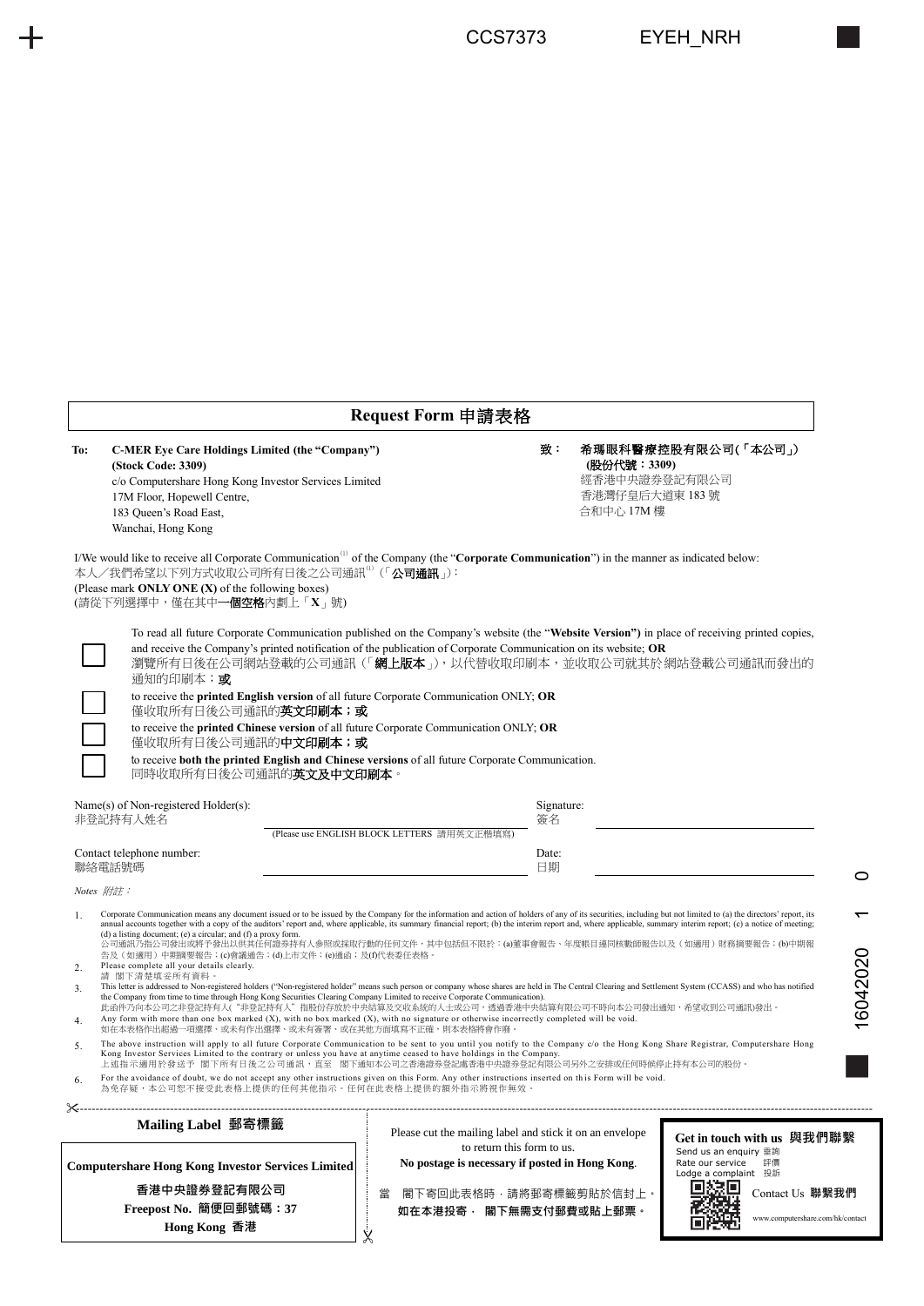# Request Form 申請表格

**To:** **C-MER Eye Care Holdings Limited (the "Company")**
**(Stock Code: 3309)**
c/o Computershare Hong Kong Investor Services Limited
17M Floor, Hopewell Centre,
183 Queen's Road East,
Wanchai, Hong Kong

**致：** **希瑪眼科醫療控股有限公司(「本公司」)**
**(股份代號：3309)**
經香港中央證券登記有限公司
香港灣仔皇后大道東 183 號
合和中心 17M 樓

I/We would like to receive all Corporate Communication[1] of the Company (the "**Corporate Communication**") in the manner as indicated below:
本人／我們希望以下列方式收取公司所有日後之公司通訊[1]（「**公司通訊**」）：
(Please mark **ONLY ONE (X)** of the following boxes)
(請從下列選擇中，僅在其中**一個空格**內劃上「**X**」號)

☐ To read all future Corporate Communication published on the Company's website (the "**Website Version**") in place of receiving printed copies, and receive the Company's printed notification of the publication of Corporate Communication on its website; **OR**
瀏覽所有日後在公司網站登載的公司通訊（「**網上版本**」），以代替收取印刷本，並收取公司就其於網站登載公司通訊而發出的通知的印刷本；**或**

☐ to receive the **printed English version** of all future Corporate Communication ONLY; **OR**
僅收取所有日後公司通訊的**英文印刷本；或**

☐ to receive the **printed Chinese version** of all future Corporate Communication ONLY; **OR**
僅收取所有日後公司通訊的**中文印刷本；或**

☐ to receive **both the printed English and Chinese versions** of all future Corporate Communication.
同時收取所有日後公司通訊的**英文及中文印刷本**。

Name(s) of Non-registered Holder(s):
非登記持有人姓名 ______________________________
(Please use ENGLISH BLOCK LETTERS 請用英文正楷填寫)

Signature:
簽名 ______________________________

Contact telephone number:
聯絡電話號碼 ______________________________

Date:
日期 ______________________________

*Notes 附註：*

1. Corporate Communication means any document issued or to be issued by the Company for the information and action of holders of any of its securities, including but not limited to (a) the directors' report, its annual accounts together with a copy of the auditors' report and, where applicable, its summary financial report; (b) the interim report and, where applicable, summary interim report; (c) a notice of meeting; (d) a listing document; (e) a circular; and (f) a proxy form.
公司通訊乃指公司發出或將予發出以供其任何證券持有人參照或採取行動的任何文件，其中包括但不限於：(a)董事會報告、年度帳目連同核數師報告以及（如適用）財務摘要報告；(b)中期報告及（如適用）中期摘要報告；(c)會議通告；(d)上市文件；(e)通函；及(f)代表委任表格。
2. Please complete all your details clearly.
請 閣下清楚填妥所有資料。
3. This letter is addressed to Non-registered holders ("Non-registered holder" means such person or company whose shares are held in The Central Clearing and Settlement System (CCASS) and who has notified the Company from time to time through Hong Kong Securities Clearing Company Limited to receive Corporate Communication).
此函件乃向本公司之非登記持有人("非登記持有人" 指股份存放於中央結算及交收系統的人士或公司，透過香港中央結算有限公司不時向本公司發出通知，希望收到公司通訊)發出。
4. Any form with more than one box marked (X), with no box marked (X), with no signature or otherwise incorrectly completed will be void.
如在本表格作出超過一項選擇、或未有作出選擇、或未有簽署、或在其他方面填寫不正確，則本表格將會作廢。
5. The above instruction will apply to all future Corporate Communication to be sent to you until you notify to the Company c/o the Hong Kong Share Registrar, Computershare Hong Kong Investor Services Limited to the contrary or unless you have at anytime ceased to have holdings in the Company.
上述指示適用於發送予 閣下所有日後之公司通訊，直至 閣下通知本公司之香港證券登記處香港中央證券登記有限公司另外之安排或任何時候停止持有本公司的股份。
6. For the avoidance of doubt, we do not accept any other instructions given on this Form. Any other instructions inserted on this Form will be void.
為免存疑，本公司恕不接受此表格上提供的任何其他指示。任何在此表格上提供的額外指示將視作無效。

---

**Mailing Label 郵寄標籤**

**Computershare Hong Kong Investor Services Limited**
**香港中央證券登記有限公司**
**Freepost No. 簡便回郵號碼：37**
**Hong Kong 香港**

Please cut the mailing label and stick it on an envelope to return this form to us.
**No postage is necessary if posted in Hong Kong**.

當 閣下寄回此表格時，請將郵寄標籤剪貼於信封上。
**如在本港投寄， 閣下無需支付郵費或貼上郵票。**

**Get in touch with us 與我們聯繫**
Send us an enquiry 查詢
Rate our service 評價
Lodge a complaint 投訴
Contact Us 聯繫我們
www.computershare.com/hk/contact